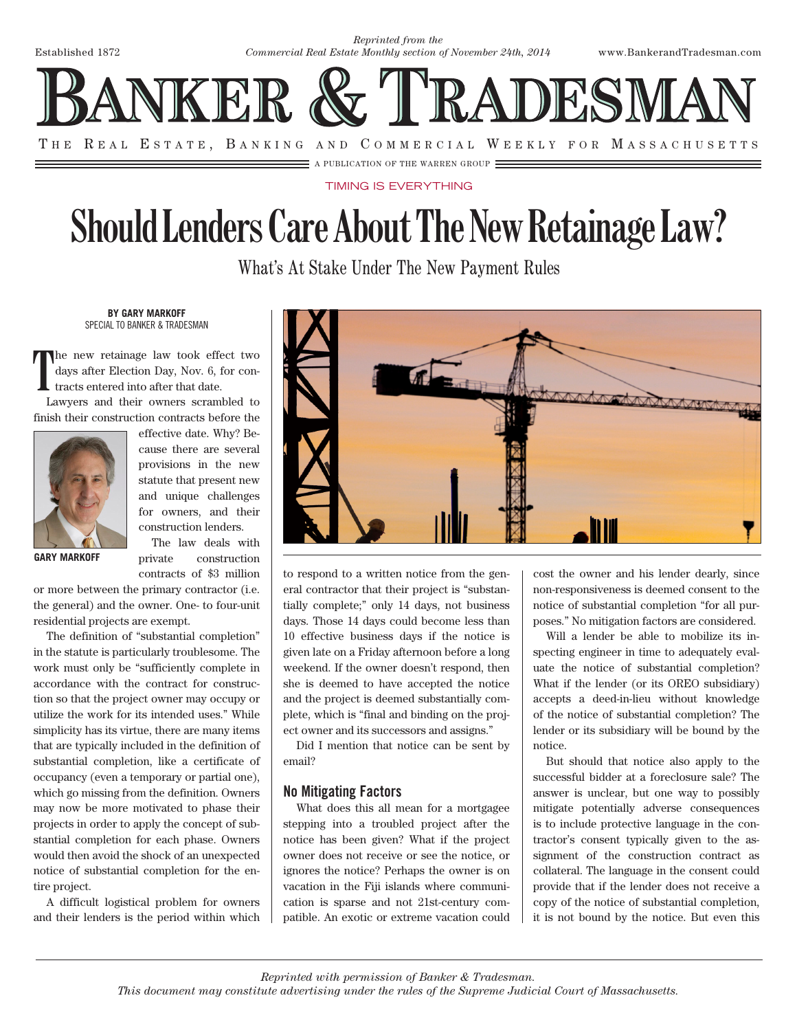Reprinted from the *Commercial Real Estate Monthly section of November 24th, 2014*

# Banker & Tradesman

The Real Estate, Banking and Commercial Weekly for Massachusetts

A Publication of The Warren Group

TIMING IS EVERYTHING

# Should Lenders Care About The New Retainage Law?

## What's At Stake Under The New Payment Rules

**BY GARY MARKOFF**
SPECIAL TO BANKER & TRADESMAN

The new retainage law took effect two days after Election Day, Nov. 6, for contracts entered into after that date.

Lawyers and their owners scrambled to finish their construction contracts before the effective date. Why? Because there are several provisions in the new statute that present new and unique challenges for owners, and their construction lenders.

**GARY MARKOFF**

The law deals with private construction contracts of $3 million or more between the primary contractor (i.e. the general) and the owner. One- to four-unit residential projects are exempt.

The definition of "substantial completion" in the statute is particularly troublesome. The work must only be "sufficiently complete in accordance with the contract for construction so that the project owner may occupy or utilize the work for its intended uses." While simplicity has its virtue, there are many items that are typically included in the definition of substantial completion, like a certificate of occupancy (even a temporary or partial one), which go missing from the definition. Owners may now be more motivated to phase their projects in order to apply the concept of substantial completion for each phase. Owners would then avoid the shock of an unexpected notice of substantial completion for the entire project.

A difficult logistical problem for owners and their lenders is the period within which to respond to a written notice from the general contractor that their project is "substantially complete;" only 14 days, not business days. Those 14 days could become less than 10 effective business days if the notice is given late on a Friday afternoon before a long weekend. If the owner doesn't respond, then she is deemed to have accepted the notice and the project is deemed substantially complete, which is "final and binding on the project owner and its successors and assigns."

Did I mention that notice can be sent by email?

### No Mitigating Factors

What does this all mean for a mortgagee stepping into a troubled project after the notice has been given? What if the project owner does not receive or see the notice, or ignores the notice? Perhaps the owner is on vacation in the Fiji islands where communication is sparse and not 21st-century compatible. An exotic or extreme vacation could cost the owner and his lender dearly, since non-responsiveness is deemed consent to the notice of substantial completion "for all purposes." No mitigation factors are considered.

Will a lender be able to mobilize its inspecting engineer in time to adequately evaluate the notice of substantial completion? What if the lender (or its OREO subsidiary) accepts a deed-in-lieu without knowledge of the notice of substantial completion? The lender or its subsidiary will be bound by the notice.

But should that notice also apply to the successful bidder at a foreclosure sale? The answer is unclear, but one way to possibly mitigate potentially adverse consequences is to include protective language in the contractor's consent typically given to the assignment of the construction contract as collateral. The language in the consent could provide that if the lender does not receive a copy of the notice of substantial completion, it is not bound by the notice. But even this

*Reprinted with permission of Banker & Tradesman.*
*This document may constitute advertising under the rules of the Supreme Judicial Court of Massachusetts.*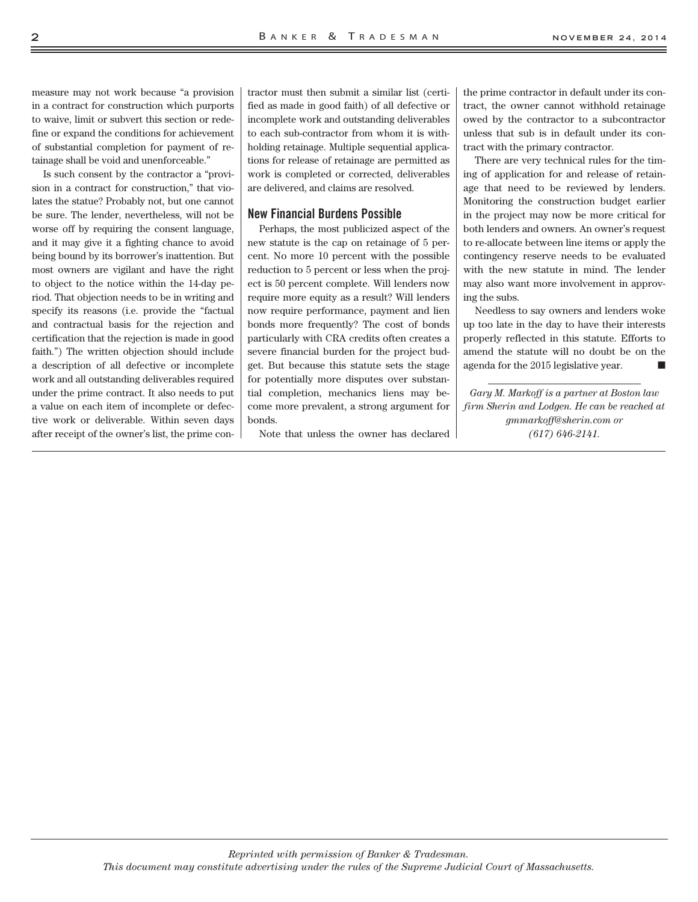measure may not work because "a provision in a contract for construction which purports to waive, limit or subvert this section or redefine or expand the conditions for achievement of substantial completion for payment of retainage shall be void and unenforceable."

Is such consent by the contractor a "provision in a contract for construction," that violates the statue? Probably not, but one cannot be sure. The lender, nevertheless, will not be worse off by requiring the consent language, and it may give it a fighting chance to avoid being bound by its borrower's inattention. But most owners are vigilant and have the right to object to the notice within the 14-day period. That objection needs to be in writing and specify its reasons (i.e. provide the "factual and contractual basis for the rejection and certification that the rejection is made in good faith.") The written objection should include a description of all defective or incomplete work and all outstanding deliverables required under the prime contract. It also needs to put a value on each item of incomplete or defective work or deliverable. Within seven days after receipt of the owner's list, the prime contractor must then submit a similar list (certified as made in good faith) of all defective or incomplete work and outstanding deliverables to each sub-contractor from whom it is withholding retainage. Multiple sequential applications for release of retainage are permitted as work is completed or corrected, deliverables are delivered, and claims are resolved.

## New Financial Burdens Possible

Perhaps, the most publicized aspect of the new statute is the cap on retainage of 5 percent. No more 10 percent with the possible reduction to 5 percent or less when the project is 50 percent complete. Will lenders now require more equity as a result? Will lenders now require performance, payment and lien bonds more frequently? The cost of bonds particularly with CRA credits often creates a severe financial burden for the project budget. But because this statute sets the stage for potentially more disputes over substantial completion, mechanics liens may become more prevalent, a strong argument for bonds.

Note that unless the owner has declared the prime contractor in default under its contract, the owner cannot withhold retainage owed by the contractor to a subcontractor unless that sub is in default under its contract with the primary contractor.

There are very technical rules for the timing of application for and release of retainage that need to be reviewed by lenders. Monitoring the construction budget earlier in the project may now be more critical for both lenders and owners. An owner's request to re-allocate between line items or apply the contingency reserve needs to be evaluated with the new statute in mind. The lender may also want more involvement in approving the subs.

Needless to say owners and lenders woke up too late in the day to have their interests properly reflected in this statute. Efforts to amend the statute will no doubt be on the agenda for the 2015 legislative year. ■

---

*Gary M. Markoff is a partner at Boston law firm Sherin and Lodgen. He can be reached at gmmarkoff@sherin.com or (617) 646-2141.*

---

*Reprinted with permission of Banker & Tradesman.*
*This document may constitute advertising under the rules of the Supreme Judicial Court of Massachusetts.*